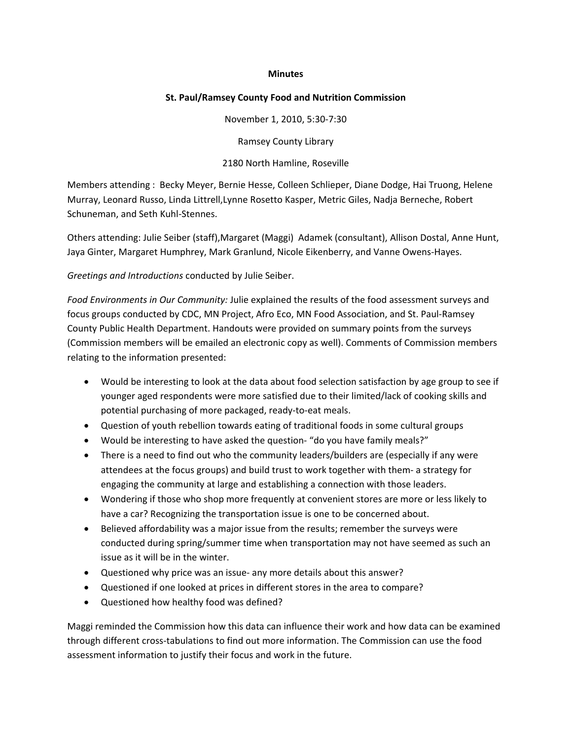**Minutes**

**St. Paul/Ramsey County Food and Nutrition Commission**

November 1, 2010, 5:30-7:30

Ramsey County Library

2180 North Hamline, Roseville

Members attending : Becky Meyer, Bernie Hesse, Colleen Schlieper, Diane Dodge, Hai Truong, Helene Murray, Leonard Russo, Linda Littrell,Lynne Rosetto Kasper, Metric Giles, Nadja Berneche, Robert Schuneman, and Seth Kuhl-Stennes.

Others attending: Julie Seiber (staff),Margaret (Maggi) Adamek (consultant), Allison Dostal, Anne Hunt, Jaya Ginter, Margaret Humphrey, Mark Granlund, Nicole Eikenberry, and Vanne Owens-Hayes.

*Greetings and Introductions* conducted by Julie Seiber.

*Food Environments in Our Community:* Julie explained the results of the food assessment surveys and focus groups conducted by CDC, MN Project, Afro Eco, MN Food Association, and St. Paul-Ramsey County Public Health Department. Handouts were provided on summary points from the surveys (Commission members will be emailed an electronic copy as well). Comments of Commission members relating to the information presented:

- Would be interesting to look at the data about food selection satisfaction by age group to see if younger aged respondents were more satisfied due to their limited/lack of cooking skills and potential purchasing of more packaged, ready-to-eat meals.
- Question of youth rebellion towards eating of traditional foods in some cultural groups
- Would be interesting to have asked the question- "do you have family meals?"
- There is a need to find out who the community leaders/builders are (especially if any were attendees at the focus groups) and build trust to work together with them- a strategy for engaging the community at large and establishing a connection with those leaders.
- Wondering if those who shop more frequently at convenient stores are more or less likely to have a car? Recognizing the transportation issue is one to be concerned about.
- Believed affordability was a major issue from the results; remember the surveys were conducted during spring/summer time when transportation may not have seemed as such an issue as it will be in the winter.
- Questioned why price was an issue- any more details about this answer?
- Questioned if one looked at prices in different stores in the area to compare?
- Questioned how healthy food was defined?

Maggi reminded the Commission how this data can influence their work and how data can be examined through different cross-tabulations to find out more information. The Commission can use the food assessment information to justify their focus and work in the future.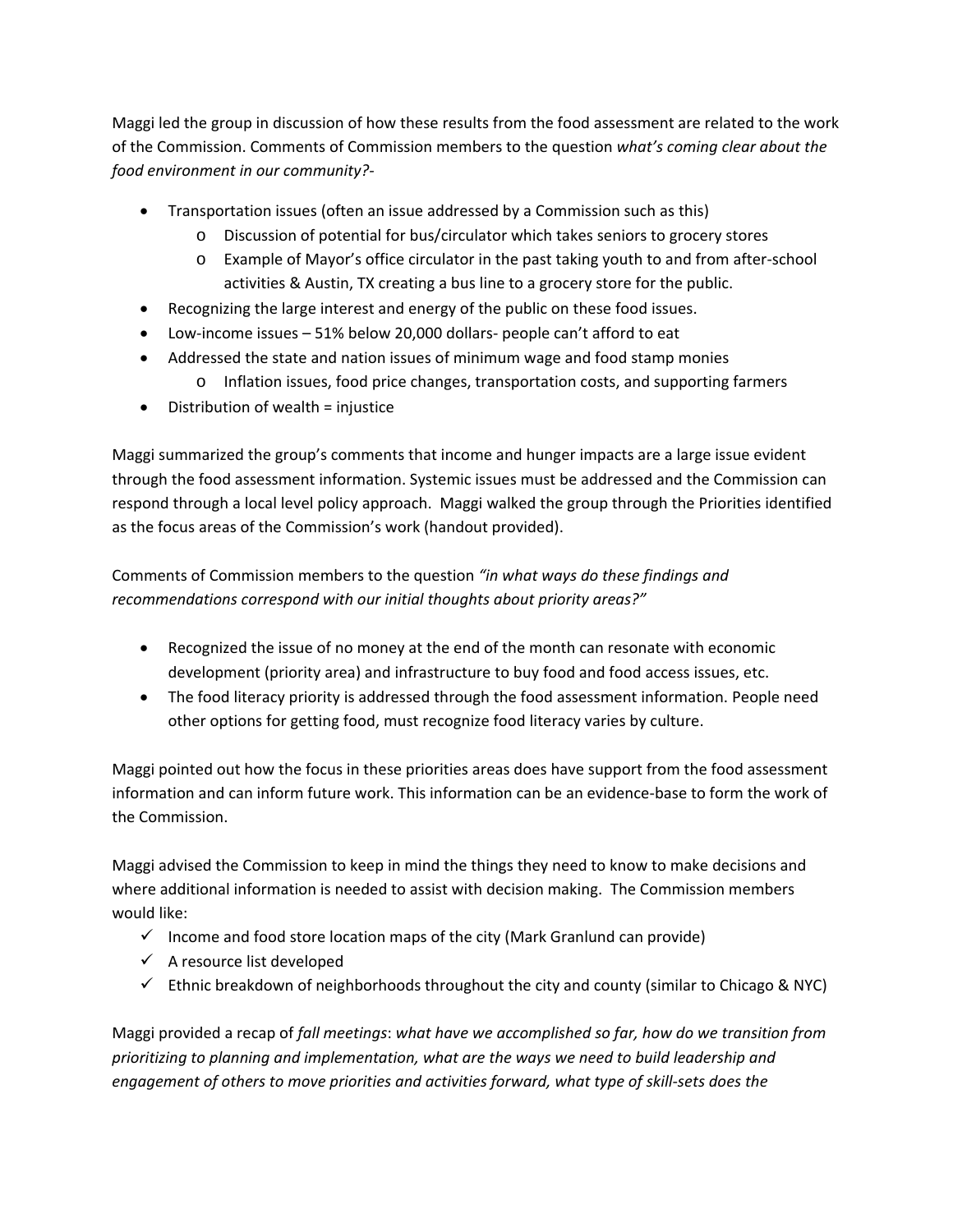Maggi led the group in discussion of how these results from the food assessment are related to the work of the Commission. Comments of Commission members to the question *what's coming clear about the food environment in our community?*-

- Transportation issues (often an issue addressed by a Commission such as this)
  - Discussion of potential for bus/circulator which takes seniors to grocery stores
  - Example of Mayor's office circulator in the past taking youth to and from after-school activities & Austin, TX creating a bus line to a grocery store for the public.
- Recognizing the large interest and energy of the public on these food issues.
- Low-income issues – 51% below 20,000 dollars- people can't afford to eat
- Addressed the state and nation issues of minimum wage and food stamp monies
  - Inflation issues, food price changes, transportation costs, and supporting farmers
- Distribution of wealth = injustice

Maggi summarized the group's comments that income and hunger impacts are a large issue evident through the food assessment information. Systemic issues must be addressed and the Commission can respond through a local level policy approach. Maggi walked the group through the Priorities identified as the focus areas of the Commission's work (handout provided).

Comments of Commission members to the question *"in what ways do these findings and recommendations correspond with our initial thoughts about priority areas?"*

- Recognized the issue of no money at the end of the month can resonate with economic development (priority area) and infrastructure to buy food and food access issues, etc.
- The food literacy priority is addressed through the food assessment information. People need other options for getting food, must recognize food literacy varies by culture.

Maggi pointed out how the focus in these priorities areas does have support from the food assessment information and can inform future work. This information can be an evidence-base to form the work of the Commission.

Maggi advised the Commission to keep in mind the things they need to know to make decisions and where additional information is needed to assist with decision making. The Commission members would like:

- ✓ Income and food store location maps of the city (Mark Granlund can provide)
- ✓ A resource list developed
- ✓ Ethnic breakdown of neighborhoods throughout the city and county (similar to Chicago & NYC)

Maggi provided a recap of *fall meetings*: *what have we accomplished so far, how do we transition from prioritizing to planning and implementation, what are the ways we need to build leadership and engagement of others to move priorities and activities forward, what type of skill-sets does the*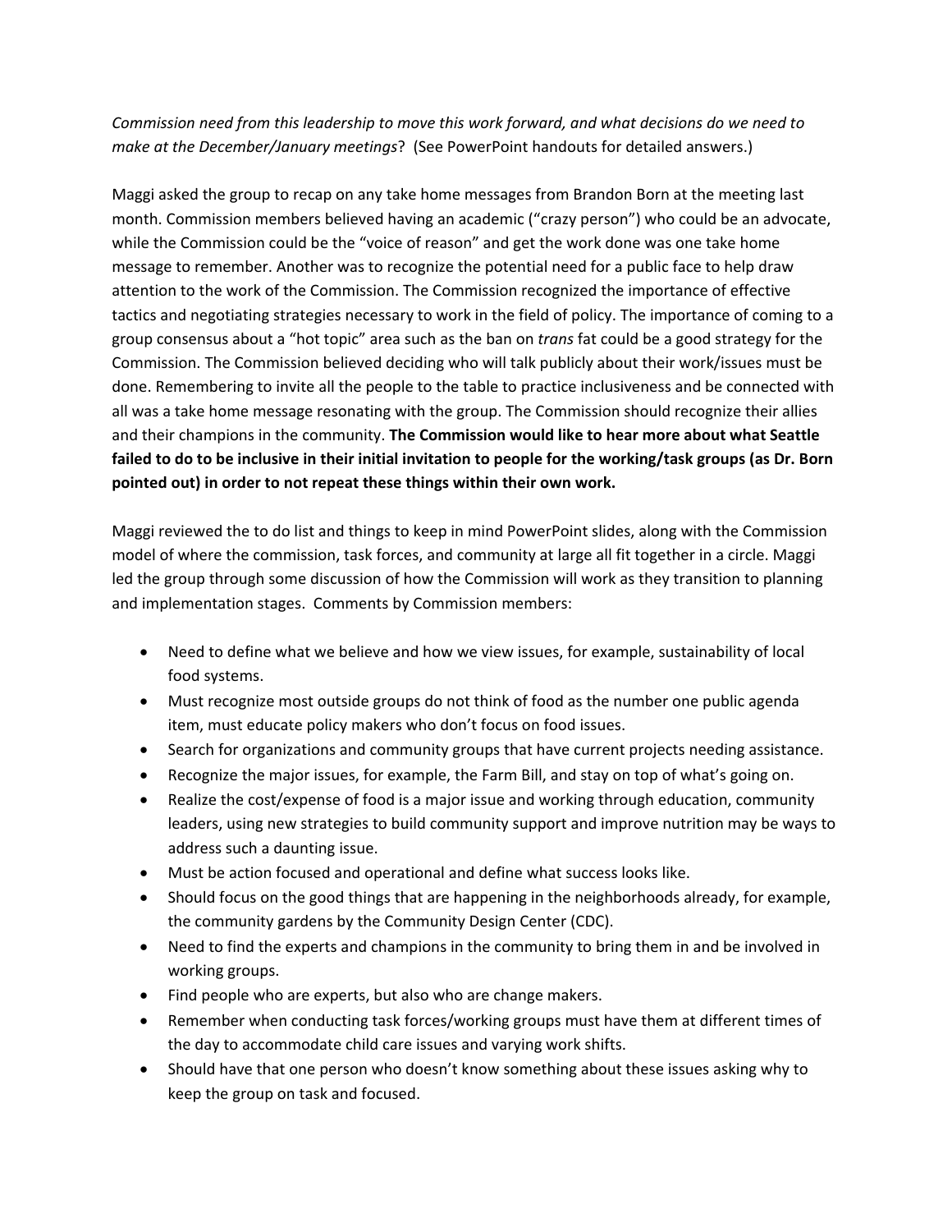*Commission need from this leadership to move this work forward, and what decisions do we need to make at the December/January meetings*? (See PowerPoint handouts for detailed answers.)

Maggi asked the group to recap on any take home messages from Brandon Born at the meeting last month. Commission members believed having an academic ("crazy person") who could be an advocate, while the Commission could be the "voice of reason" and get the work done was one take home message to remember. Another was to recognize the potential need for a public face to help draw attention to the work of the Commission. The Commission recognized the importance of effective tactics and negotiating strategies necessary to work in the field of policy. The importance of coming to a group consensus about a "hot topic" area such as the ban on *trans* fat could be a good strategy for the Commission. The Commission believed deciding who will talk publicly about their work/issues must be done. Remembering to invite all the people to the table to practice inclusiveness and be connected with all was a take home message resonating with the group. The Commission should recognize their allies and their champions in the community. **The Commission would like to hear more about what Seattle failed to do to be inclusive in their initial invitation to people for the working/task groups (as Dr. Born pointed out) in order to not repeat these things within their own work.**

Maggi reviewed the to do list and things to keep in mind PowerPoint slides, along with the Commission model of where the commission, task forces, and community at large all fit together in a circle. Maggi led the group through some discussion of how the Commission will work as they transition to planning and implementation stages. Comments by Commission members:

- Need to define what we believe and how we view issues, for example, sustainability of local food systems.
- Must recognize most outside groups do not think of food as the number one public agenda item, must educate policy makers who don't focus on food issues.
- Search for organizations and community groups that have current projects needing assistance.
- Recognize the major issues, for example, the Farm Bill, and stay on top of what's going on.
- Realize the cost/expense of food is a major issue and working through education, community leaders, using new strategies to build community support and improve nutrition may be ways to address such a daunting issue.
- Must be action focused and operational and define what success looks like.
- Should focus on the good things that are happening in the neighborhoods already, for example, the community gardens by the Community Design Center (CDC).
- Need to find the experts and champions in the community to bring them in and be involved in working groups.
- Find people who are experts, but also who are change makers.
- Remember when conducting task forces/working groups must have them at different times of the day to accommodate child care issues and varying work shifts.
- Should have that one person who doesn't know something about these issues asking why to keep the group on task and focused.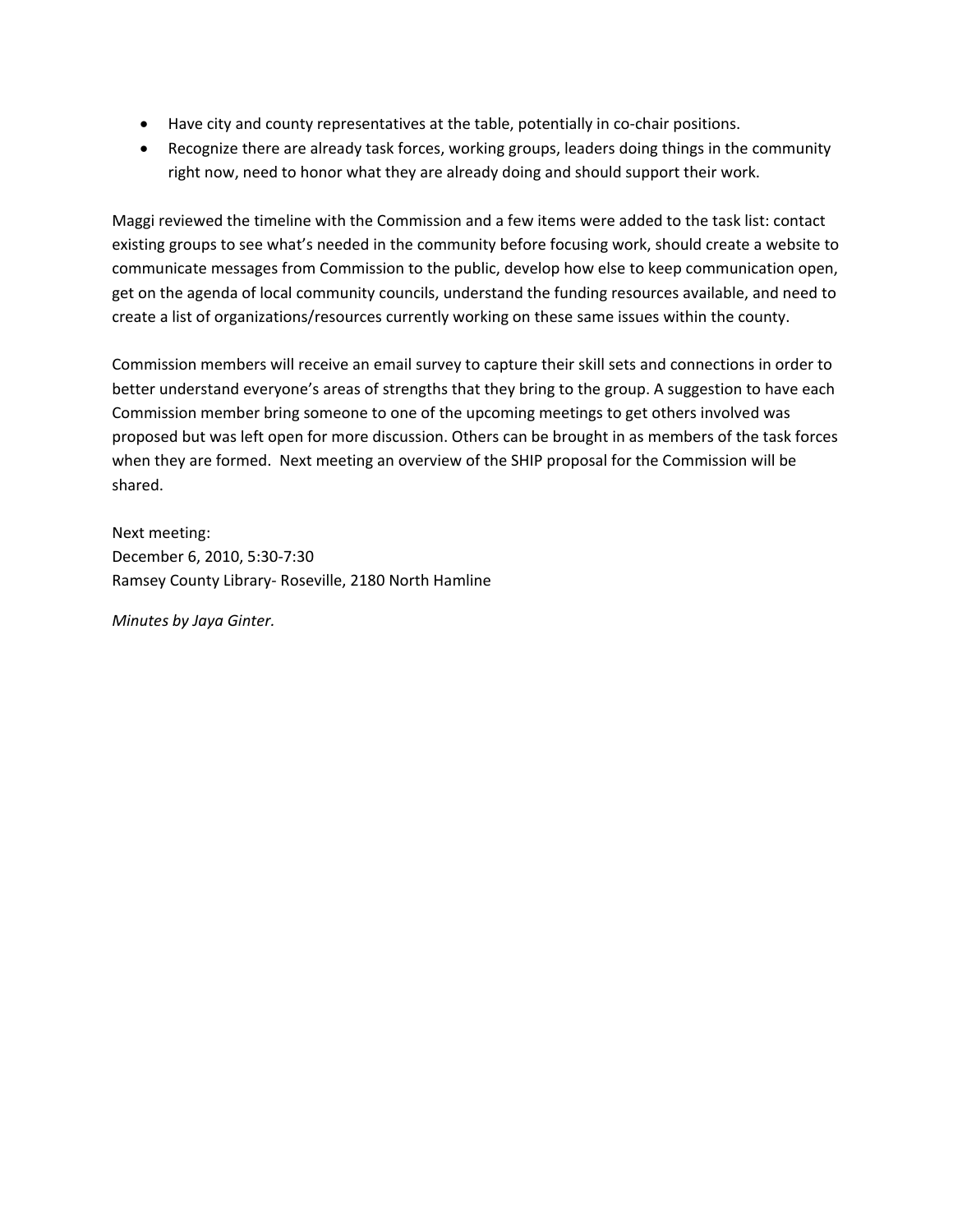- Have city and county representatives at the table, potentially in co-chair positions.
- Recognize there are already task forces, working groups, leaders doing things in the community right now, need to honor what they are already doing and should support their work.

Maggi reviewed the timeline with the Commission and a few items were added to the task list: contact existing groups to see what's needed in the community before focusing work, should create a website to communicate messages from Commission to the public, develop how else to keep communication open, get on the agenda of local community councils, understand the funding resources available, and need to create a list of organizations/resources currently working on these same issues within the county.

Commission members will receive an email survey to capture their skill sets and connections in order to better understand everyone's areas of strengths that they bring to the group. A suggestion to have each Commission member bring someone to one of the upcoming meetings to get others involved was proposed but was left open for more discussion. Others can be brought in as members of the task forces when they are formed. Next meeting an overview of the SHIP proposal for the Commission will be shared.

Next meeting:
December 6, 2010, 5:30-7:30
Ramsey County Library- Roseville, 2180 North Hamline

*Minutes by Jaya Ginter.*